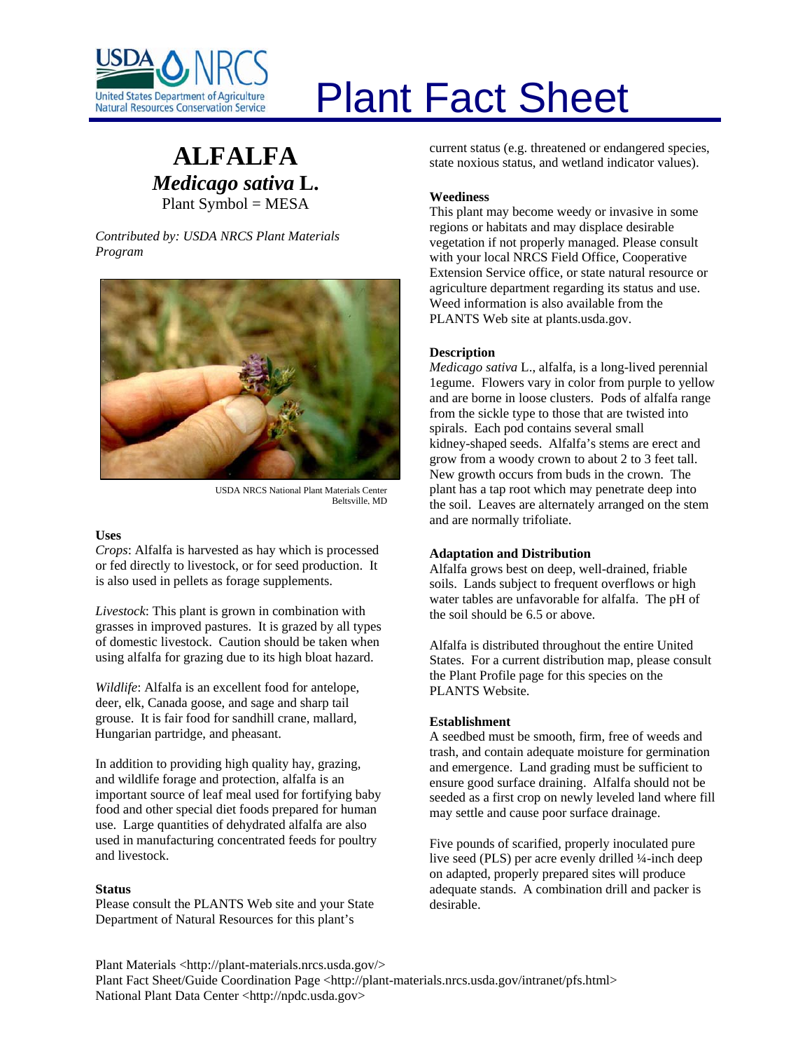# Plant Fact Sheet

## ALFALFA

***Medicago sativa* L.**

Plant Symbol = MESA

*Contributed by: USDA NRCS Plant Materials Program*

USDA NRCS National Plant Materials Center Beltsville, MD

### Uses

*Crops*: Alfalfa is harvested as hay which is processed or fed directly to livestock, or for seed production. It is also used in pellets as forage supplements.

*Livestock*: This plant is grown in combination with grasses in improved pastures. It is grazed by all types of domestic livestock. Caution should be taken when using alfalfa for grazing due to its high bloat hazard.

*Wildlife*: Alfalfa is an excellent food for antelope, deer, elk, Canada goose, and sage and sharp tail grouse. It is fair food for sandhill crane, mallard, Hungarian partridge, and pheasant.

In addition to providing high quality hay, grazing, and wildlife forage and protection, alfalfa is an important source of leaf meal used for fortifying baby food and other special diet foods prepared for human use. Large quantities of dehydrated alfalfa are also used in manufacturing concentrated feeds for poultry and livestock.

### Status

Please consult the PLANTS Web site and your State Department of Natural Resources for this plant's current status (e.g. threatened or endangered species, state noxious status, and wetland indicator values).

### Weediness

This plant may become weedy or invasive in some regions or habitats and may displace desirable vegetation if not properly managed. Please consult with your local NRCS Field Office, Cooperative Extension Service office, or state natural resource or agriculture department regarding its status and use. Weed information is also available from the PLANTS Web site at plants.usda.gov.

### Description

*Medicago sativa* L., alfalfa, is a long-lived perennial 1egume. Flowers vary in color from purple to yellow and are borne in loose clusters. Pods of alfalfa range from the sickle type to those that are twisted into spirals. Each pod contains several small kidney-shaped seeds. Alfalfa's stems are erect and grow from a woody crown to about 2 to 3 feet tall. New growth occurs from buds in the crown. The plant has a tap root which may penetrate deep into the soil. Leaves are alternately arranged on the stem and are normally trifoliate.

### Adaptation and Distribution

Alfalfa grows best on deep, well-drained, friable soils. Lands subject to frequent overflows or high water tables are unfavorable for alfalfa. The pH of the soil should be 6.5 or above.

Alfalfa is distributed throughout the entire United States. For a current distribution map, please consult the Plant Profile page for this species on the PLANTS Website.

### Establishment

A seedbed must be smooth, firm, free of weeds and trash, and contain adequate moisture for germination and emergence. Land grading must be sufficient to ensure good surface draining. Alfalfa should not be seeded as a first crop on newly leveled land where fill may settle and cause poor surface drainage.

Five pounds of scarified, properly inoculated pure live seed (PLS) per acre evenly drilled ¼-inch deep on adapted, properly prepared sites will produce adequate stands. A combination drill and packer is desirable.

Plant Materials <http://plant-materials.nrcs.usda.gov/>
Plant Fact Sheet/Guide Coordination Page <http://plant-materials.nrcs.usda.gov/intranet/pfs.html>
National Plant Data Center <http://npdc.usda.gov>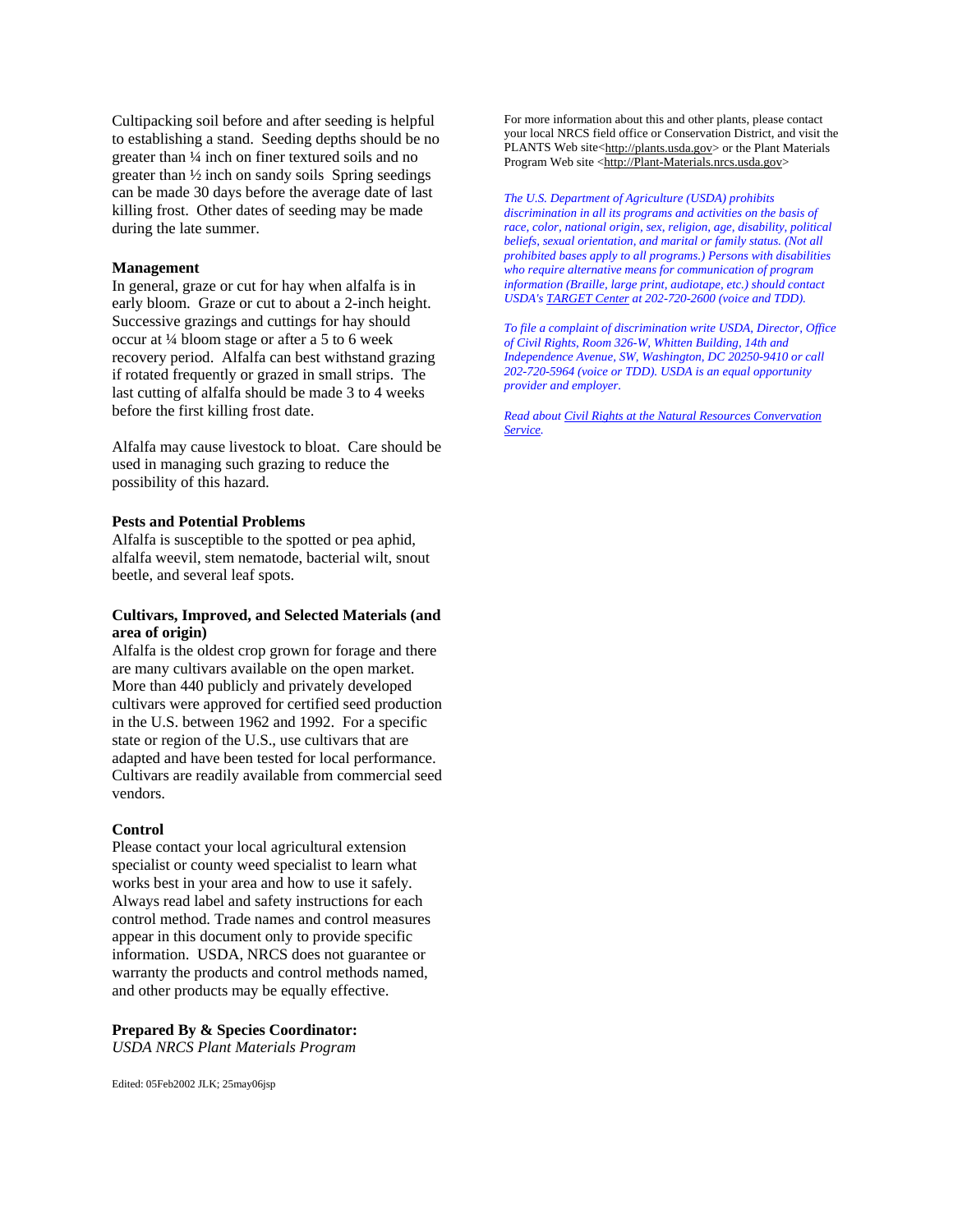Cultipacking soil before and after seeding is helpful to establishing a stand. Seeding depths should be no greater than ¼ inch on finer textured soils and no greater than ½ inch on sandy soils Spring seedings can be made 30 days before the average date of last killing frost. Other dates of seeding may be made during the late summer.

**Management**

In general, graze or cut for hay when alfalfa is in early bloom. Graze or cut to about a 2-inch height. Successive grazings and cuttings for hay should occur at ¼ bloom stage or after a 5 to 6 week recovery period. Alfalfa can best withstand grazing if rotated frequently or grazed in small strips. The last cutting of alfalfa should be made 3 to 4 weeks before the first killing frost date.

Alfalfa may cause livestock to bloat. Care should be used in managing such grazing to reduce the possibility of this hazard.

**Pests and Potential Problems**

Alfalfa is susceptible to the spotted or pea aphid, alfalfa weevil, stem nematode, bacterial wilt, snout beetle, and several leaf spots.

**Cultivars, Improved, and Selected Materials (and area of origin)**

Alfalfa is the oldest crop grown for forage and there are many cultivars available on the open market. More than 440 publicly and privately developed cultivars were approved for certified seed production in the U.S. between 1962 and 1992. For a specific state or region of the U.S., use cultivars that are adapted and have been tested for local performance. Cultivars are readily available from commercial seed vendors.

**Control**

Please contact your local agricultural extension specialist or county weed specialist to learn what works best in your area and how to use it safely. Always read label and safety instructions for each control method. Trade names and control measures appear in this document only to provide specific information. USDA, NRCS does not guarantee or warranty the products and control methods named, and other products may be equally effective.

**Prepared By & Species Coordinator:**

*USDA NRCS Plant Materials Program*

Edited: 05Feb2002 JLK; 25may06jsp

For more information about this and other plants, please contact your local NRCS field office or Conservation District, and visit the PLANTS Web site<http://plants.usda.gov> or the Plant Materials Program Web site <http://Plant-Materials.nrcs.usda.gov>

*The U.S. Department of Agriculture (USDA) prohibits discrimination in all its programs and activities on the basis of race, color, national origin, sex, religion, age, disability, political beliefs, sexual orientation, and marital or family status. (Not all prohibited bases apply to all programs.) Persons with disabilities who require alternative means for communication of program information (Braille, large print, audiotape, etc.) should contact USDA's TARGET Center at 202-720-2600 (voice and TDD).*

*To file a complaint of discrimination write USDA, Director, Office of Civil Rights, Room 326-W, Whitten Building, 14th and Independence Avenue, SW, Washington, DC 20250-9410 or call 202-720-5964 (voice or TDD). USDA is an equal opportunity provider and employer.*

*Read about Civil Rights at the Natural Resources Conservation Service.*